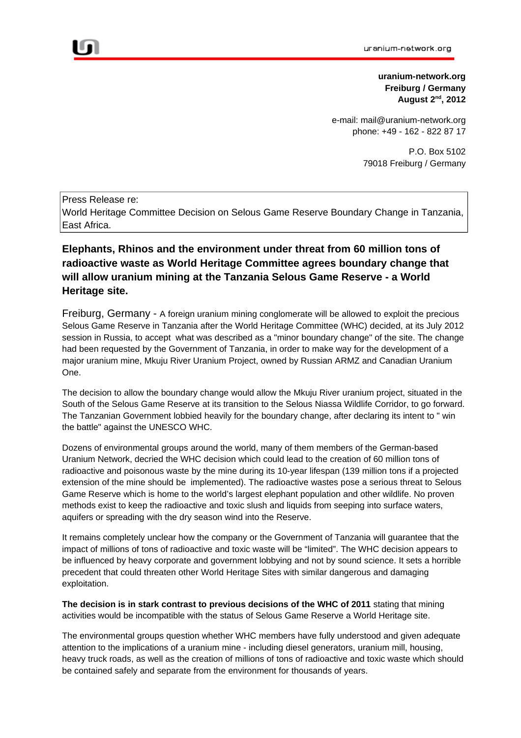**uranium-network.org**
**Freiburg / Germany**
**August 2nd, 2012**

e-mail: mail@uranium-network.org
phone: +49 - 162 - 822 87 17

P.O. Box 5102
79018 Freiburg / Germany

Press Release re:
World Heritage Committee Decision on Selous Game Reserve Boundary Change in Tanzania, East Africa.

## Elephants, Rhinos and the environment under threat from 60 million tons of radioactive waste as World Heritage Committee agrees boundary change that will allow uranium mining at the Tanzania Selous Game Reserve - a World Heritage site.

Freiburg, Germany - A foreign uranium mining conglomerate will be allowed to exploit the precious Selous Game Reserve in Tanzania after the World Heritage Committee (WHC) decided, at its July 2012 session in Russia, to accept what was described as a "minor boundary change" of the site. The change had been requested by the Government of Tanzania, in order to make way for the development of a major uranium mine, Mkuju River Uranium Project, owned by Russian ARMZ and Canadian Uranium One.

The decision to allow the boundary change would allow the Mkuju River uranium project, situated in the South of the Selous Game Reserve at its transition to the Selous Niassa Wildlife Corridor, to go forward. The Tanzanian Government lobbied heavily for the boundary change, after declaring its intent to " win the battle" against the UNESCO WHC.

Dozens of environmental groups around the world, many of them members of the German-based Uranium Network, decried the WHC decision which could lead to the creation of 60 million tons of radioactive and poisonous waste by the mine during its 10-year lifespan (139 million tons if a projected extension of the mine should be implemented). The radioactive wastes pose a serious threat to Selous Game Reserve which is home to the world's largest elephant population and other wildlife. No proven methods exist to keep the radioactive and toxic slush and liquids from seeping into surface waters, aquifers or spreading with the dry season wind into the Reserve.

It remains completely unclear how the company or the Government of Tanzania will guarantee that the impact of millions of tons of radioactive and toxic waste will be "limited". The WHC decision appears to be influenced by heavy corporate and government lobbying and not by sound science. It sets a horrible precedent that could threaten other World Heritage Sites with similar dangerous and damaging exploitation.

**The decision is in stark contrast to previous decisions of the WHC of 2011** stating that mining activities would be incompatible with the status of Selous Game Reserve a World Heritage site.

The environmental groups question whether WHC members have fully understood and given adequate attention to the implications of a uranium mine - including diesel generators, uranium mill, housing, heavy truck roads, as well as the creation of millions of tons of radioactive and toxic waste which should be contained safely and separate from the environment for thousands of years.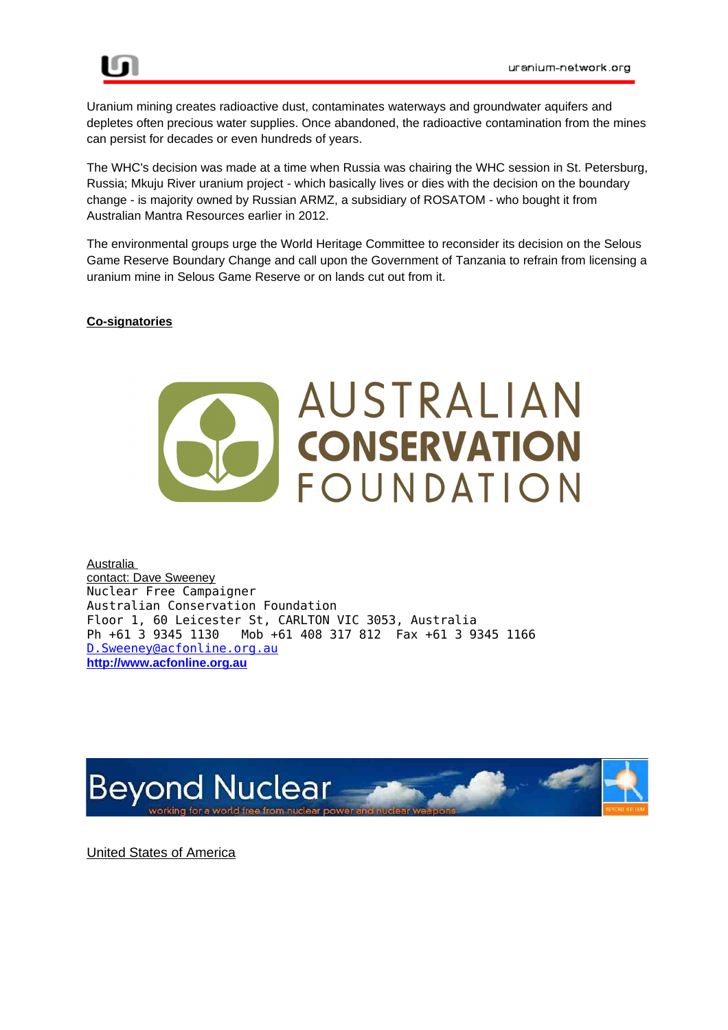Uranium mining creates radioactive dust, contaminates waterways and groundwater aquifers and depletes often precious water supplies. Once abandoned, the radioactive contamination from the mines can persist for decades or even hundreds of years.

The WHC's decision was made at a time when Russia was chairing the WHC session in St. Petersburg, Russia; Mkuju River uranium project - which basically lives or dies with the decision on the boundary change - is majority owned by Russian ARMZ, a subsidiary of ROSATOM - who bought it from Australian Mantra Resources earlier in 2012.

The environmental groups urge the World Heritage Committee to reconsider its decision on the Selous Game Reserve Boundary Change and call upon the Government of Tanzania to refrain from licensing a uranium mine in Selous Game Reserve or on lands cut out from it.

**Co-signatories**

AUSTRALIAN **CONSERVATION** FOUNDATION

Australia
contact: Dave Sweeney
Nuclear Free Campaigner
Australian Conservation Foundation
Floor 1, 60 Leicester St, CARLTON VIC 3053, Australia
Ph +61 3 9345 1130 Mob +61 408 317 812 Fax +61 3 9345 1166
D.Sweeney@acfonline.org.au
**http://www.acfonline.org.au**

Beyond Nuclear
working for a world free from nuclear power and nuclear weapons

United States of America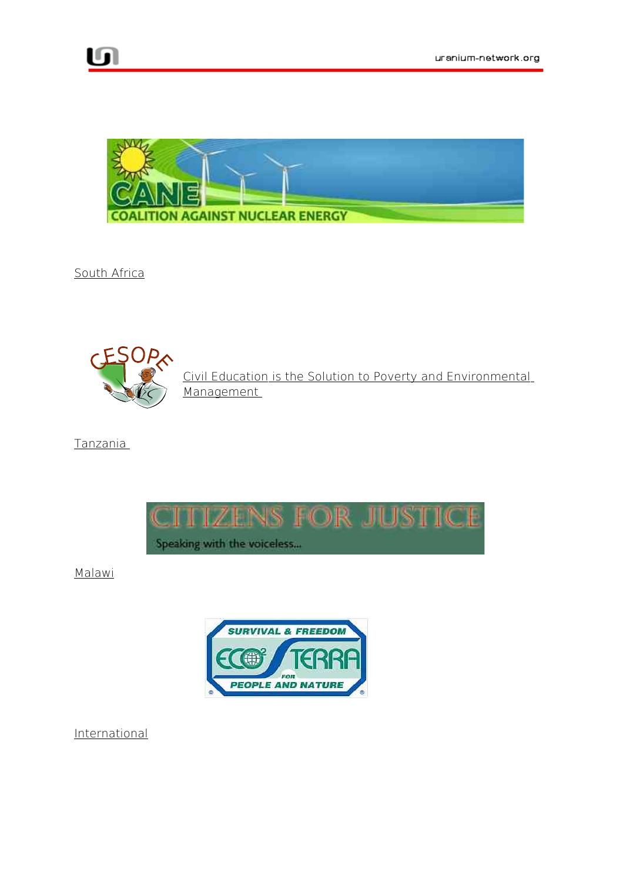COALITION AGAINST NUCLEAR ENERGY

South Africa

Civil Education is the Solution to Poverty and Environmental Management

Tanzania

CITIZENS FOR JUSTICE

Speaking with the voiceless...

Malawi

International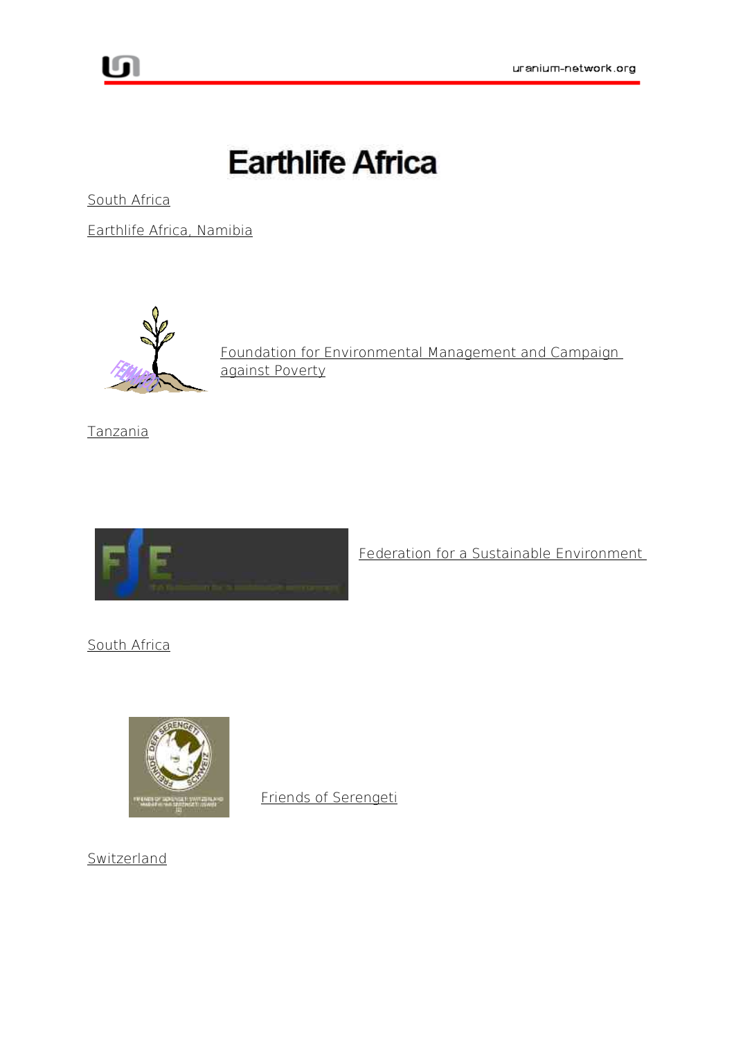# Earthlife Africa

South Africa

Earthlife Africa, Namibia

Foundation for Environmental Management and Campaign against Poverty

Tanzania

Federation for a Sustainable Environment

South Africa

Friends of Serengeti

Switzerland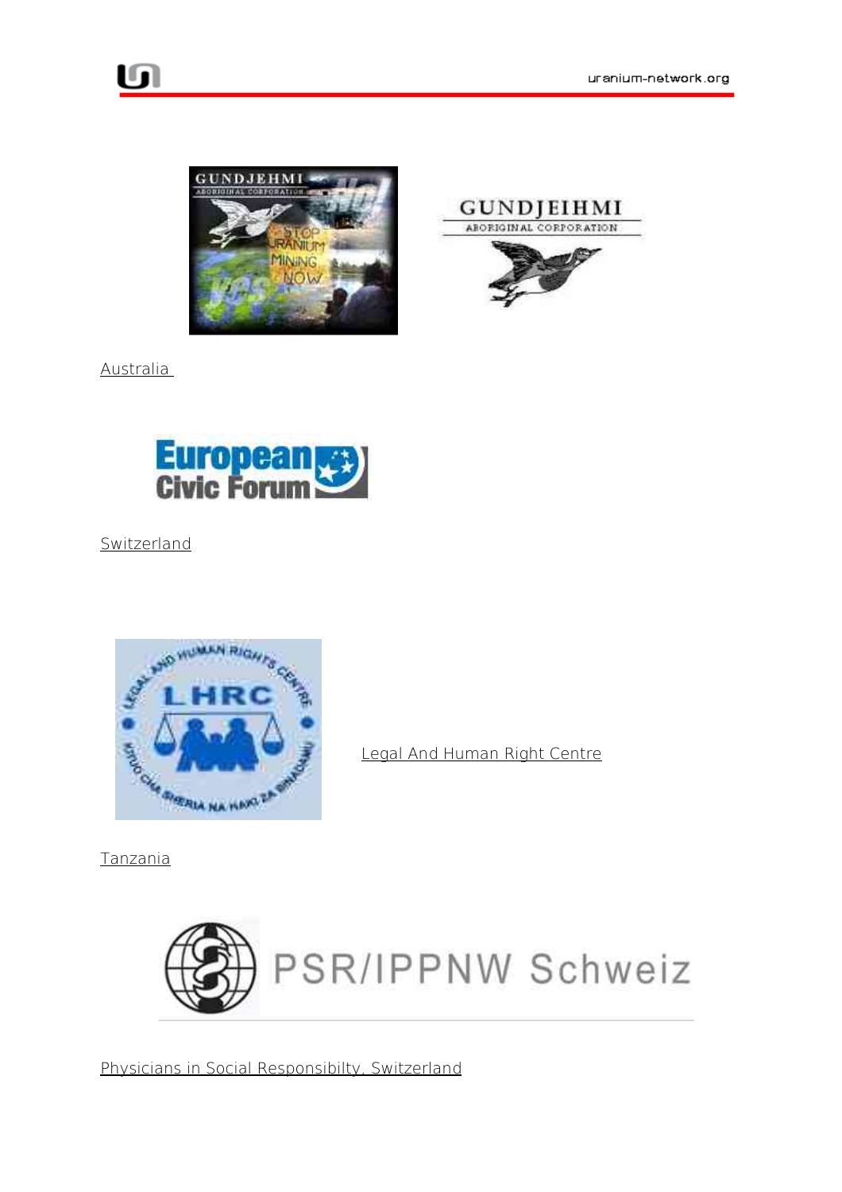Australia

Switzerland

Legal And Human Right Centre

Tanzania

Physicians in Social Responsibilty, Switzerland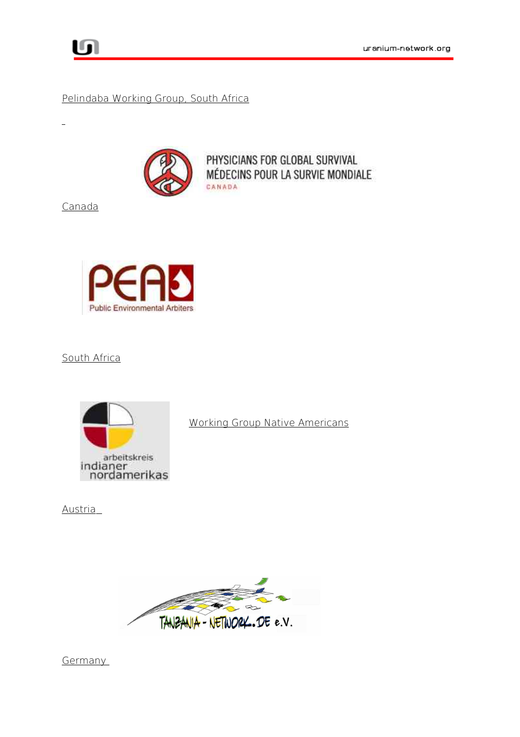Pelindaba Working Group, South Africa

PHYSICIANS FOR GLOBAL SURVIVAL
MÉDECINS POUR LA SURVIE MONDIALE
CANADA

Canada

PEA
Public Environmental Arbiters

South Africa

arbeitskreis
indianer
nordamerikas

Working Group Native Americans

Austria

TANZANIA - NETWORK.DE e.V.

Germany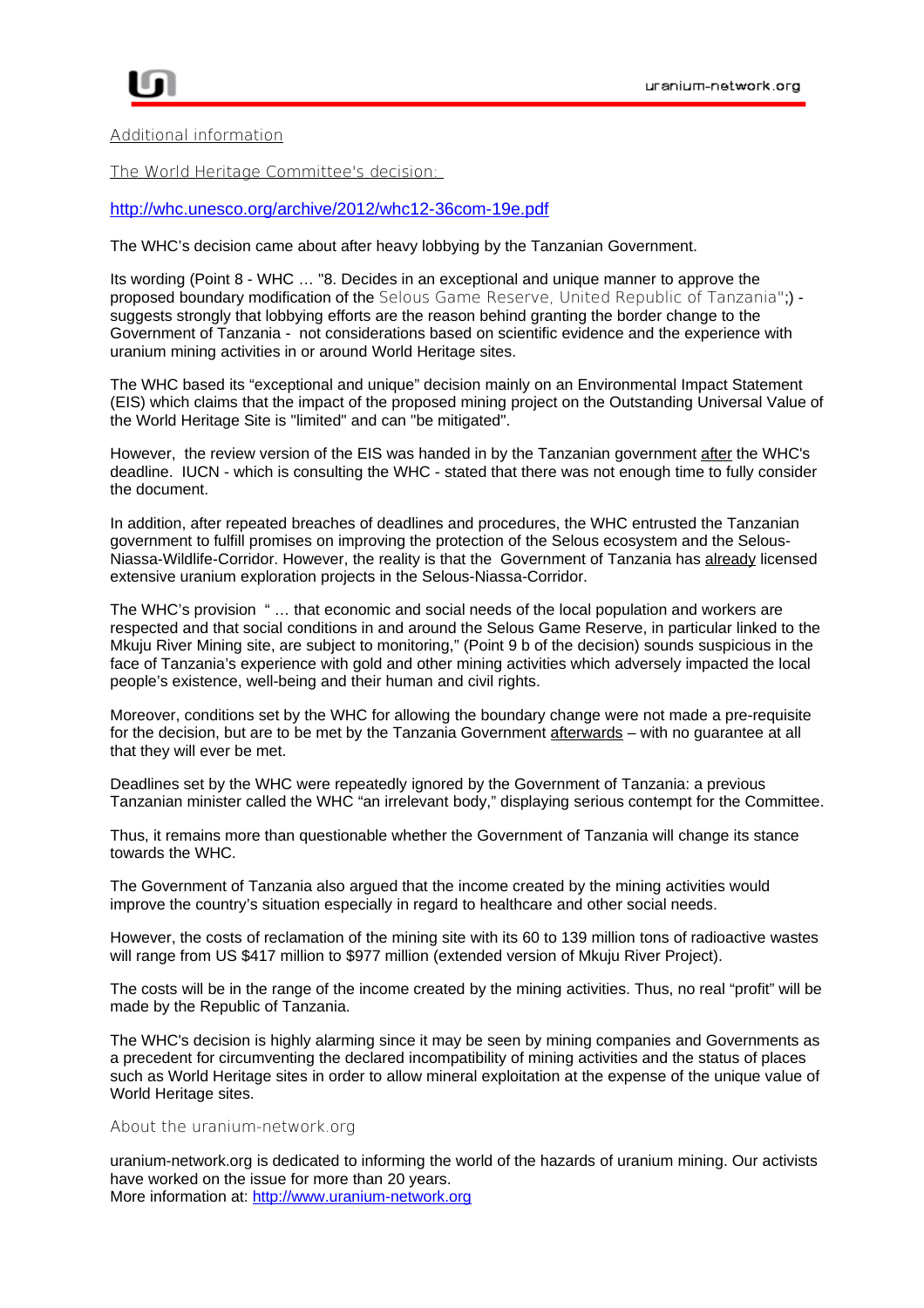Additional information

The World Heritage Committee's decision:

http://whc.unesco.org/archive/2012/whc12-36com-19e.pdf

The WHC's decision came about after heavy lobbying by the Tanzanian Government.

Its wording (Point 8 - WHC … "8. Decides in an exceptional and unique manner to approve the proposed boundary modification of the Selous Game Reserve, United Republic of Tanzania";) - suggests strongly that lobbying efforts are the reason behind granting the border change to the Government of Tanzania - not considerations based on scientific evidence and the experience with uranium mining activities in or around World Heritage sites.

The WHC based its "exceptional and unique" decision mainly on an Environmental Impact Statement (EIS) which claims that the impact of the proposed mining project on the Outstanding Universal Value of the World Heritage Site is "limited" and can "be mitigated".

However, the review version of the EIS was handed in by the Tanzanian government after the WHC's deadline. IUCN - which is consulting the WHC - stated that there was not enough time to fully consider the document.

In addition, after repeated breaches of deadlines and procedures, the WHC entrusted the Tanzanian government to fulfill promises on improving the protection of the Selous ecosystem and the Selous-Niassa-Wildlife-Corridor. However, the reality is that the Government of Tanzania has already licensed extensive uranium exploration projects in the Selous-Niassa-Corridor.

The WHC's provision " … that economic and social needs of the local population and workers are respected and that social conditions in and around the Selous Game Reserve, in particular linked to the Mkuju River Mining site, are subject to monitoring," (Point 9 b of the decision) sounds suspicious in the face of Tanzania's experience with gold and other mining activities which adversely impacted the local people's existence, well-being and their human and civil rights.

Moreover, conditions set by the WHC for allowing the boundary change were not made a pre-requisite for the decision, but are to be met by the Tanzania Government afterwards – with no guarantee at all that they will ever be met.

Deadlines set by the WHC were repeatedly ignored by the Government of Tanzania: a previous Tanzanian minister called the WHC "an irrelevant body," displaying serious contempt for the Committee.

Thus, it remains more than questionable whether the Government of Tanzania will change its stance towards the WHC.

The Government of Tanzania also argued that the income created by the mining activities would improve the country's situation especially in regard to healthcare and other social needs.

However, the costs of reclamation of the mining site with its 60 to 139 million tons of radioactive wastes will range from US $417 million to $977 million (extended version of Mkuju River Project).

The costs will be in the range of the income created by the mining activities. Thus, no real "profit" will be made by the Republic of Tanzania.

The WHC's decision is highly alarming since it may be seen by mining companies and Governments as a precedent for circumventing the declared incompatibility of mining activities and the status of places such as World Heritage sites in order to allow mineral exploitation at the expense of the unique value of World Heritage sites.

About the uranium-network.org

uranium-network.org is dedicated to informing the world of the hazards of uranium mining. Our activists have worked on the issue for more than 20 years.
More information at: http://www.uranium-network.org